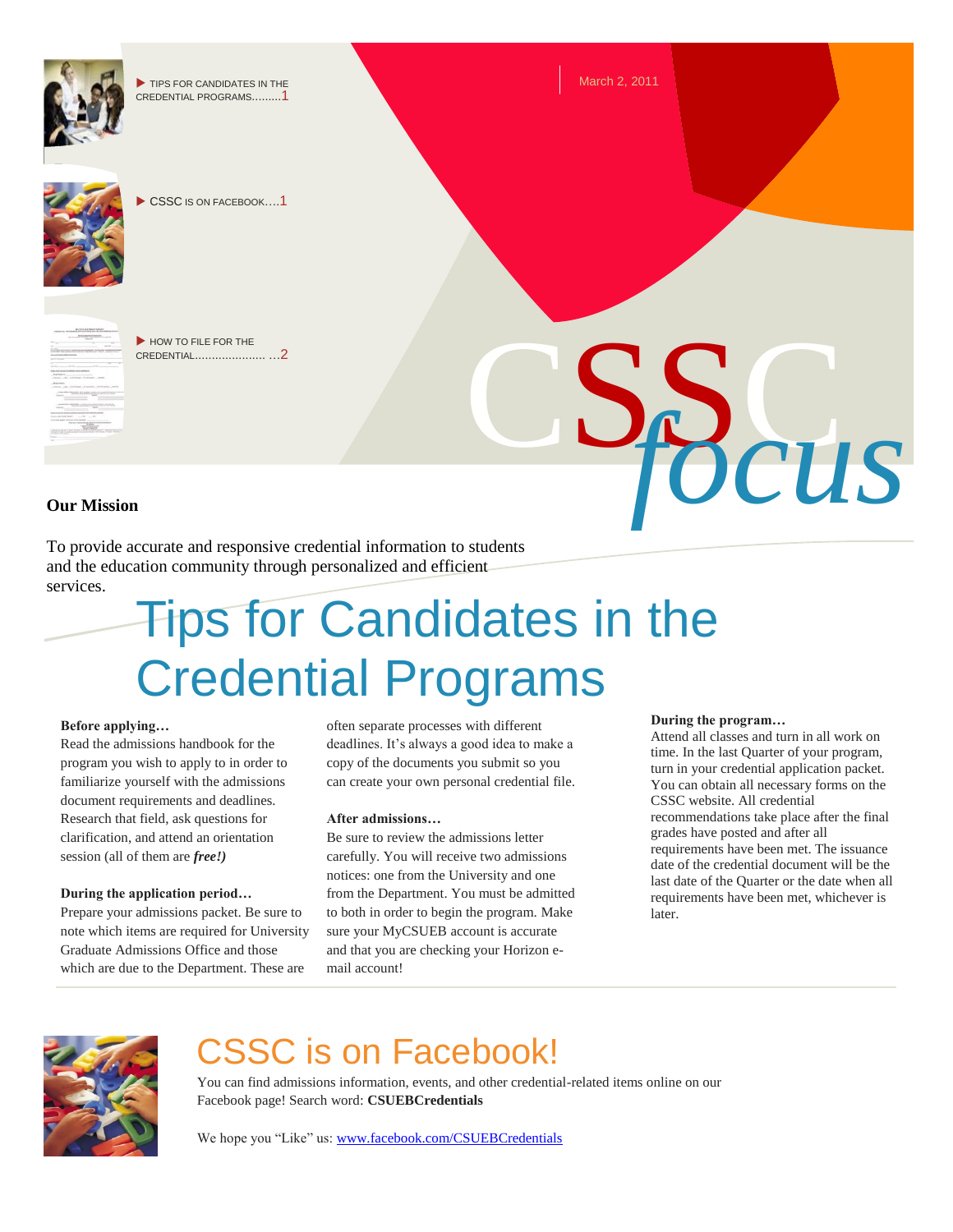▶ TIPS FOR CANDIDATES IN THE CREDENTIAL PROGRAMS.........1

▶ CSSC IS ON FACEBOOK....1

▶ HOW TO FILE FOR THE CREDENTIAL..................... ...2

March 2, 2011

# CSSC *focus*

**Our Mission**

To provide accurate and responsive credential information to students and the education community through personalized and efficient services.

# Tips for Candidates in the Credential Programs

**Before applying…**

Read the admissions handbook for the program you wish to apply to in order to familiarize yourself with the admissions document requirements and deadlines. Research that field, ask questions for clarification, and attend an orientation session (all of them are ***free!)***

**During the application period…**

Prepare your admissions packet. Be sure to note which items are required for University Graduate Admissions Office and those which are due to the Department. These are often separate processes with different deadlines. It's always a good idea to make a copy of the documents you submit so you can create your own personal credential file.

**After admissions…**

Be sure to review the admissions letter carefully. You will receive two admissions notices: one from the University and one from the Department. You must be admitted to both in order to begin the program. Make sure your MyCSUEB account is accurate and that you are checking your Horizon e-mail account!

**During the program…**

Attend all classes and turn in all work on time. In the last Quarter of your program, turn in your credential application packet. You can obtain all necessary forms on the CSSC website. All credential recommendations take place after the final grades have posted and after all requirements have been met. The issuance date of the credential document will be the last date of the Quarter or the date when all requirements have been met, whichever is later.

## CSSC is on Facebook!

You can find admissions information, events, and other credential-related items online on our Facebook page! Search word: **CSUEBCredentials**

We hope you "Like" us: [www.facebook.com/CSUEBCredentials](www.facebook.com/CSUEBCredentials)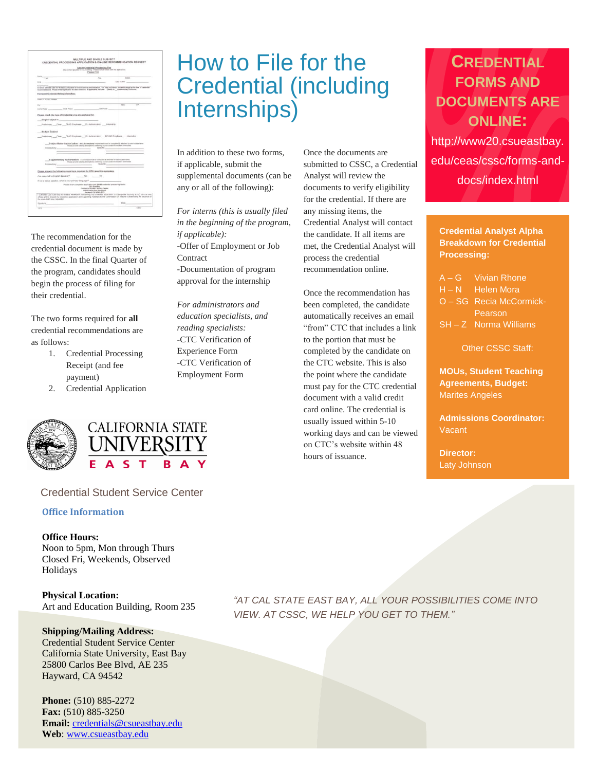# How to File for the Credential (including Internships)

The recommendation for the credential document is made by the CSSC. In the final Quarter of the program, candidates should begin the process of filing for their credential.

The two forms required for **all** credential recommendations are as follows:

1. Credential Processing Receipt (and fee payment)
2. Credential Application

In addition to these two forms, if applicable, submit the supplemental documents (can be any or all of the following):

*For interns (this is usually filed in the beginning of the program, if applicable):*
-Offer of Employment or Job Contract
-Documentation of program approval for the internship

*For administrators and education specialists, and reading specialists:*
-CTC Verification of Experience Form
-CTC Verification of Employment Form

Once the documents are submitted to CSSC, a Credential Analyst will review the documents to verify eligibility for the credential. If there are any missing items, the Credential Analyst will contact the candidate. If all items are met, the Credential Analyst will process the credential recommendation online.

Once the recommendation has been completed, the candidate automatically receives an email "from" CTC that includes a link to the portion that must be completed by the candidate on the CTC website. This is also the point where the candidate must pay for the CTC credential document with a valid credit card online. The credential is usually issued within 5-10 working days and can be viewed on CTC's website within 48 hours of issuance.

## Credential Forms and Documents are Online:

http://www20.csueastbay.edu/ceas/cssc/forms-and-docs/index.html

**Credential Analyst Alpha Breakdown for Credential Processing:**

A – G Vivian Rhone
H – N Helen Mora
O – SG Recia McCormick-Pearson
SH – Z Norma Williams

Other CSSC Staff:

**MOUs, Student Teaching Agreements, Budget:**
Marites Angeles

**Admissions Coordinator:**
Vacant

**Director:**
Laty Johnson

CALIFORNIA STATE UNIVERSITY EAST BAY

Credential Student Service Center

### Office Information

**Office Hours:**
Noon to 5pm, Mon through Thurs
Closed Fri, Weekends, Observed Holidays

**Physical Location:**
Art and Education Building, Room 235

**Shipping/Mailing Address:**
Credential Student Service Center
California State University, East Bay
25800 Carlos Bee Blvd, AE 235
Hayward, CA 94542

**Phone:** (510) 885-2272
**Fax:** (510) 885-3250
**Email:** credentials@csueastbay.edu
**Web**: www.csueastbay.edu

*"AT CAL STATE EAST BAY, ALL YOUR POSSIBILITIES COME INTO VIEW. AT CSSC, WE HELP YOU GET TO THEM."*